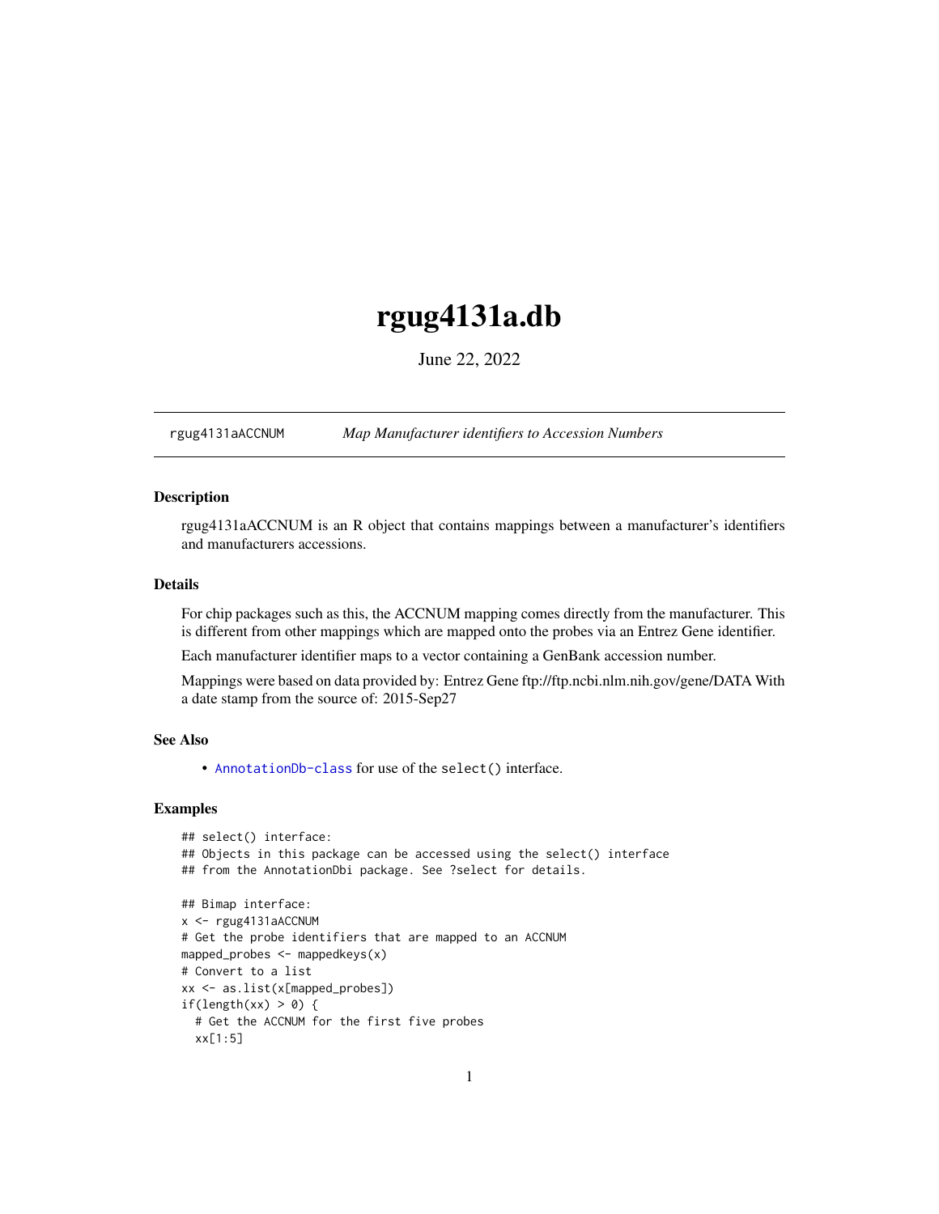# rgug4131a.db

June 22, 2022

rgug4131aACCNUM *Map Manufacturer identifiers to Accession Numbers*

## Description

rgug4131aACCNUM is an R object that contains mappings between a manufacturer's identifiers and manufacturers accessions.

## Details

For chip packages such as this, the ACCNUM mapping comes directly from the manufacturer. This is different from other mappings which are mapped onto the probes via an Entrez Gene identifier.

Each manufacturer identifier maps to a vector containing a GenBank accession number.

Mappings were based on data provided by: Entrez Gene ftp://ftp.ncbi.nlm.nih.gov/gene/DATA With a date stamp from the source of: 2015-Sep27

## See Also

- AnnotationDb-class for use of the `select()` interface.

## Examples

```
## select() interface:
## Objects in this package can be accessed using the select() interface
## from the AnnotationDbi package. See ?select for details.

## Bimap interface:
x <- rgug4131aACCNUM
# Get the probe identifiers that are mapped to an ACCNUM
mapped_probes <- mappedkeys(x)
# Convert to a list
xx <- as.list(x[mapped_probes])
if(length(xx) > 0) {
  # Get the ACCNUM for the first five probes
  xx[1:5]
```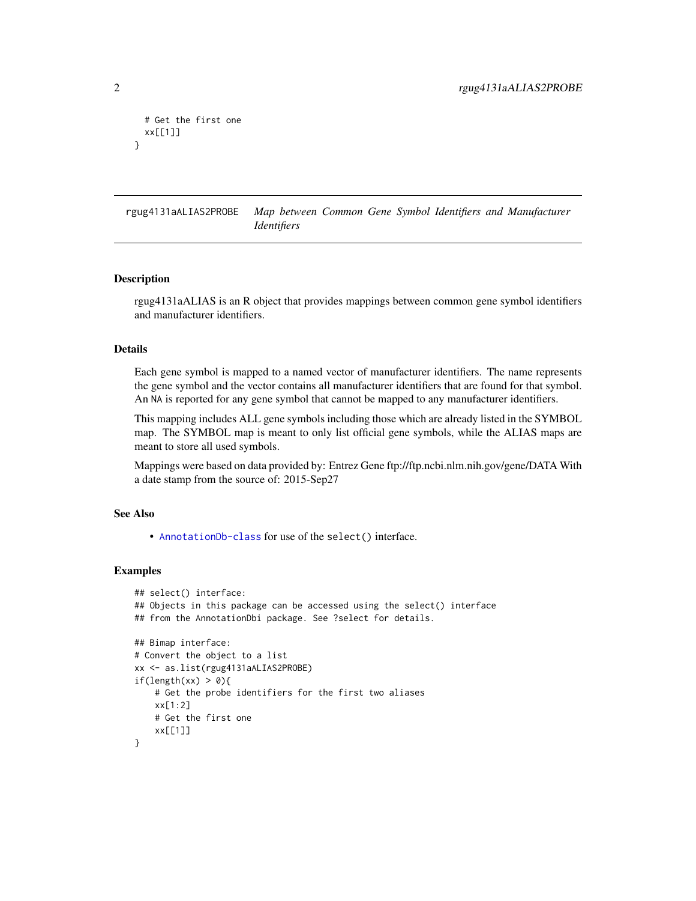```
  # Get the first one
  xx[[1]]
}
```

## rgug4131aALIAS2PROBE — *Map between Common Gene Symbol Identifiers and Manufacturer Identifiers*

### Description

rgug4131aALIAS is an R object that provides mappings between common gene symbol identifiers and manufacturer identifiers.

### Details

Each gene symbol is mapped to a named vector of manufacturer identifiers. The name represents the gene symbol and the vector contains all manufacturer identifiers that are found for that symbol. An NA is reported for any gene symbol that cannot be mapped to any manufacturer identifiers.

This mapping includes ALL gene symbols including those which are already listed in the SYMBOL map. The SYMBOL map is meant to only list official gene symbols, while the ALIAS maps are meant to store all used symbols.

Mappings were based on data provided by: Entrez Gene ftp://ftp.ncbi.nlm.nih.gov/gene/DATA With a date stamp from the source of: 2015-Sep27

### See Also

- AnnotationDb-class for use of the select() interface.

### Examples

```
## select() interface:
## Objects in this package can be accessed using the select() interface
## from the AnnotationDbi package. See ?select for details.

## Bimap interface:
# Convert the object to a list
xx <- as.list(rgug4131aALIAS2PROBE)
if(length(xx) > 0){
    # Get the probe identifiers for the first two aliases
    xx[1:2]
    # Get the first one
    xx[[1]]
}
```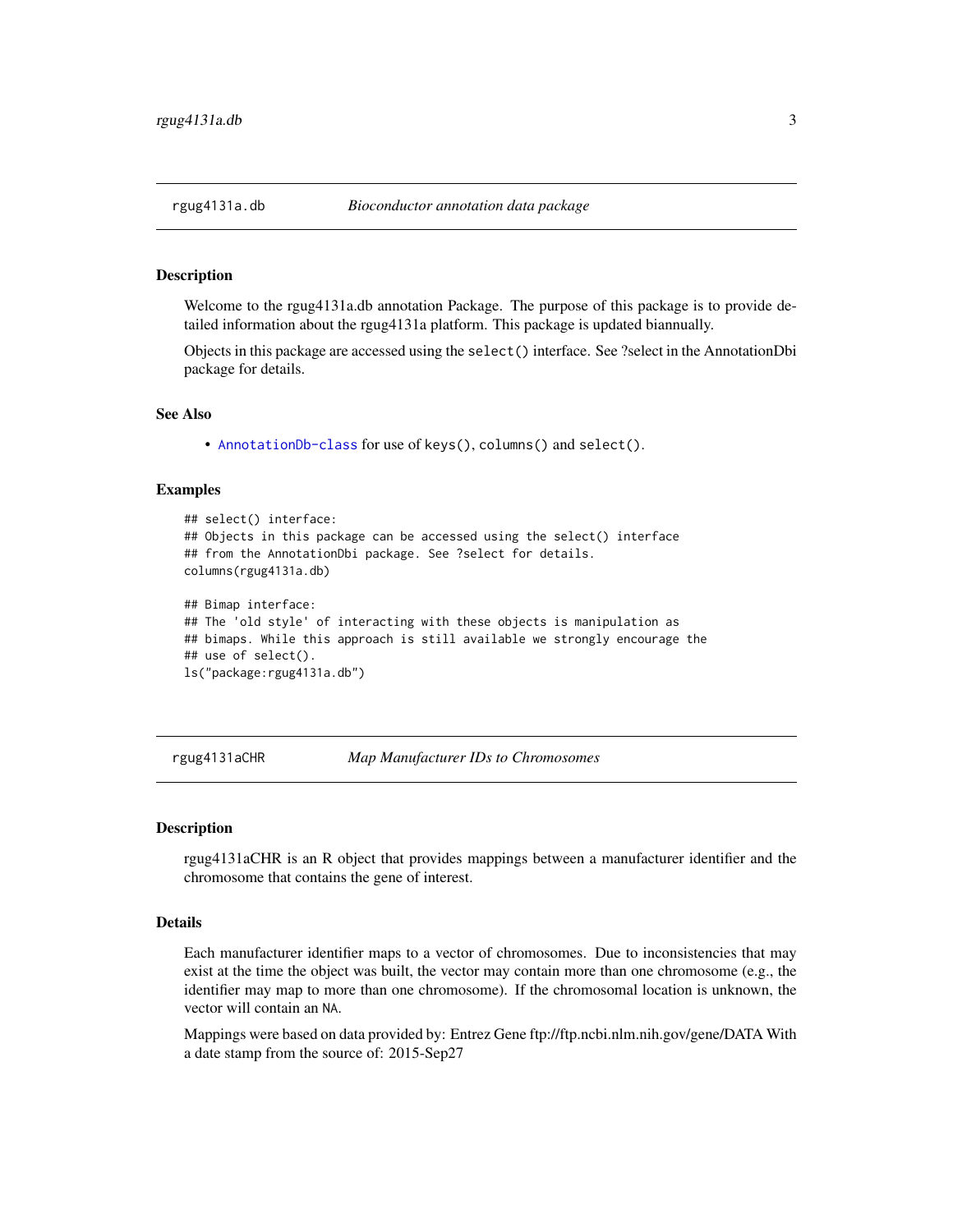## rgug4131a.db *Bioconductor annotation data package*

### Description

Welcome to the rgug4131a.db annotation Package. The purpose of this package is to provide detailed information about the rgug4131a platform. This package is updated biannually.

Objects in this package are accessed using the `select()` interface. See ?select in the AnnotationDbi package for details.

### See Also

- `AnnotationDb-class` for use of `keys()`, `columns()` and `select()`.

### Examples

```
## select() interface:
## Objects in this package can be accessed using the select() interface
## from the AnnotationDbi package. See ?select for details.
columns(rgug4131a.db)

## Bimap interface:
## The 'old style' of interacting with these objects is manipulation as
## bimaps. While this approach is still available we strongly encourage the
## use of select().
ls("package:rgug4131a.db")
```

## rgug4131aCHR *Map Manufacturer IDs to Chromosomes*

### Description

rgug4131aCHR is an R object that provides mappings between a manufacturer identifier and the chromosome that contains the gene of interest.

### Details

Each manufacturer identifier maps to a vector of chromosomes. Due to inconsistencies that may exist at the time the object was built, the vector may contain more than one chromosome (e.g., the identifier may map to more than one chromosome). If the chromosomal location is unknown, the vector will contain an `NA`.

Mappings were based on data provided by: Entrez Gene ftp://ftp.ncbi.nlm.nih.gov/gene/DATA With a date stamp from the source of: 2015-Sep27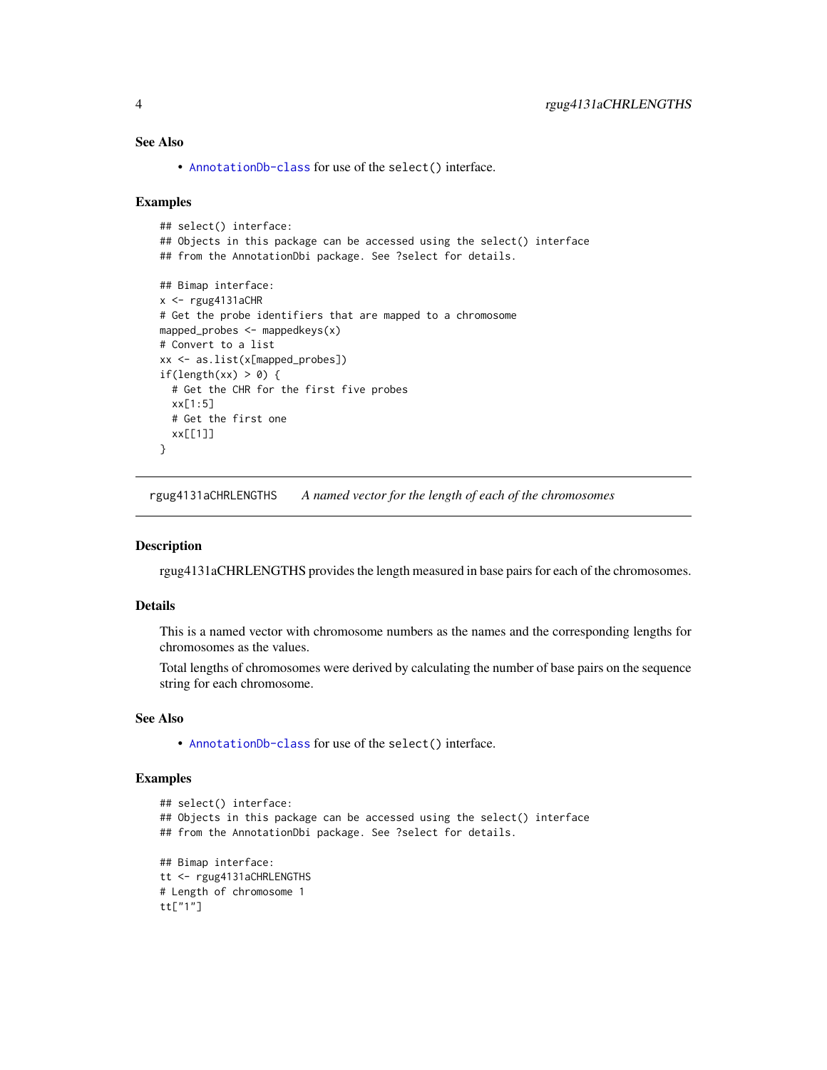### See Also

- `AnnotationDb-class` for use of the `select()` interface.

### Examples

```
## select() interface:
## Objects in this package can be accessed using the select() interface
## from the AnnotationDbi package. See ?select for details.

## Bimap interface:
x <- rgug4131aCHR
# Get the probe identifiers that are mapped to a chromosome
mapped_probes <- mappedkeys(x)
# Convert to a list
xx <- as.list(x[mapped_probes])
if(length(xx) > 0) {
  # Get the CHR for the first five probes
  xx[1:5]
  # Get the first one
  xx[[1]]
}
```

---

## rgug4131aCHRLENGTHS *A named vector for the length of each of the chromosomes*

---

### Description

rgug4131aCHRLENGTHS provides the length measured in base pairs for each of the chromosomes.

### Details

This is a named vector with chromosome numbers as the names and the corresponding lengths for chromosomes as the values.

Total lengths of chromosomes were derived by calculating the number of base pairs on the sequence string for each chromosome.

### See Also

- `AnnotationDb-class` for use of the `select()` interface.

### Examples

```
## select() interface:
## Objects in this package can be accessed using the select() interface
## from the AnnotationDbi package. See ?select for details.

## Bimap interface:
tt <- rgug4131aCHRLENGTHS
# Length of chromosome 1
tt["1"]
```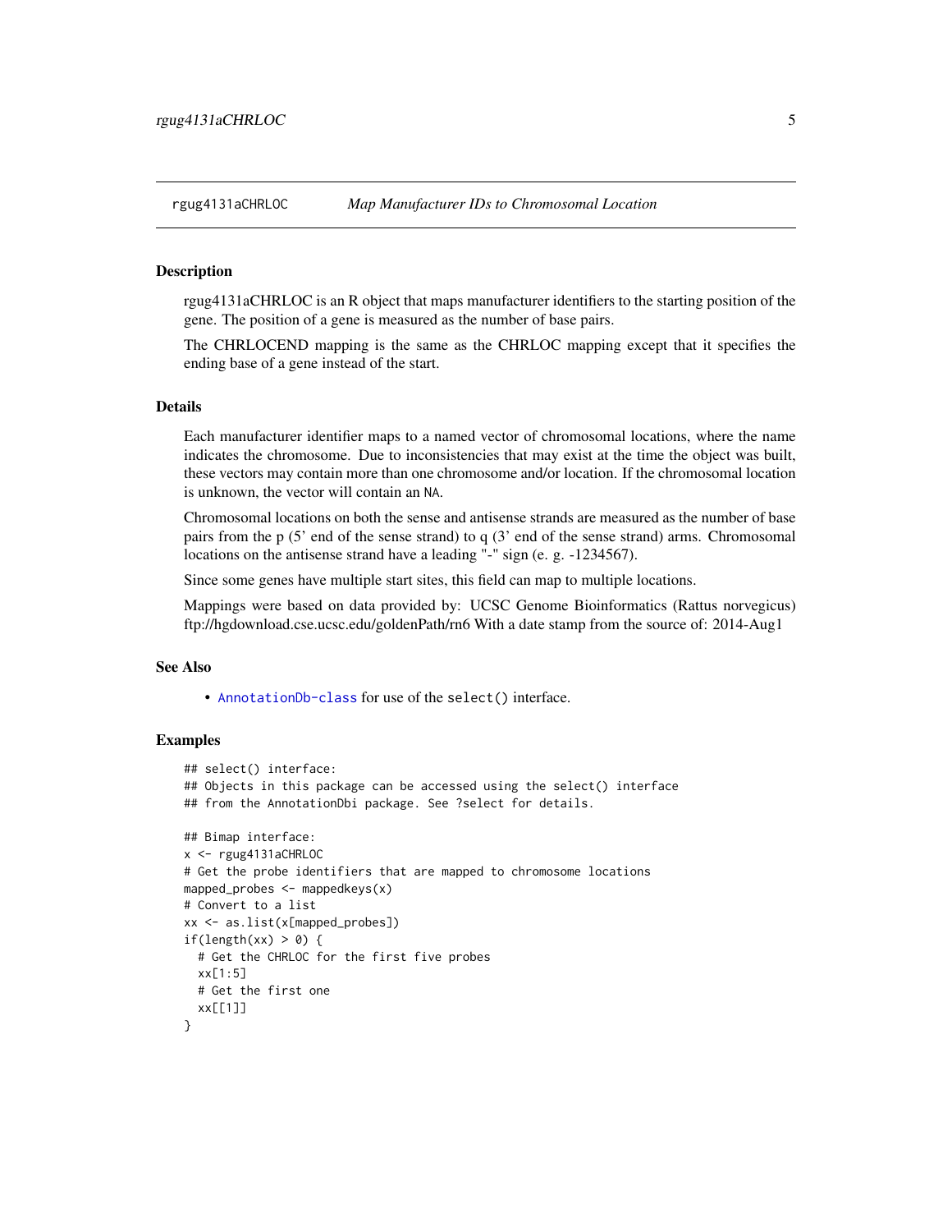## rgug4131aCHRLOC *Map Manufacturer IDs to Chromosomal Location*

### Description

rgug4131aCHRLOC is an R object that maps manufacturer identifiers to the starting position of the gene. The position of a gene is measured as the number of base pairs.

The CHRLOCEND mapping is the same as the CHRLOC mapping except that it specifies the ending base of a gene instead of the start.

### Details

Each manufacturer identifier maps to a named vector of chromosomal locations, where the name indicates the chromosome. Due to inconsistencies that may exist at the time the object was built, these vectors may contain more than one chromosome and/or location. If the chromosomal location is unknown, the vector will contain an `NA`.

Chromosomal locations on both the sense and antisense strands are measured as the number of base pairs from the p (5' end of the sense strand) to q (3' end of the sense strand) arms. Chromosomal locations on the antisense strand have a leading "-" sign (e. g. -1234567).

Since some genes have multiple start sites, this field can map to multiple locations.

Mappings were based on data provided by: UCSC Genome Bioinformatics (Rattus norvegicus) ftp://hgdownload.cse.ucsc.edu/goldenPath/rn6 With a date stamp from the source of: 2014-Aug1

### See Also

- `AnnotationDb-class` for use of the `select()` interface.

### Examples

```
## select() interface:
## Objects in this package can be accessed using the select() interface
## from the AnnotationDbi package. See ?select for details.

## Bimap interface:
x <- rgug4131aCHRLOC
# Get the probe identifiers that are mapped to chromosome locations
mapped_probes <- mappedkeys(x)
# Convert to a list
xx <- as.list(x[mapped_probes])
if(length(xx) > 0) {
  # Get the CHRLOC for the first five probes
  xx[1:5]
  # Get the first one
  xx[[1]]
}
```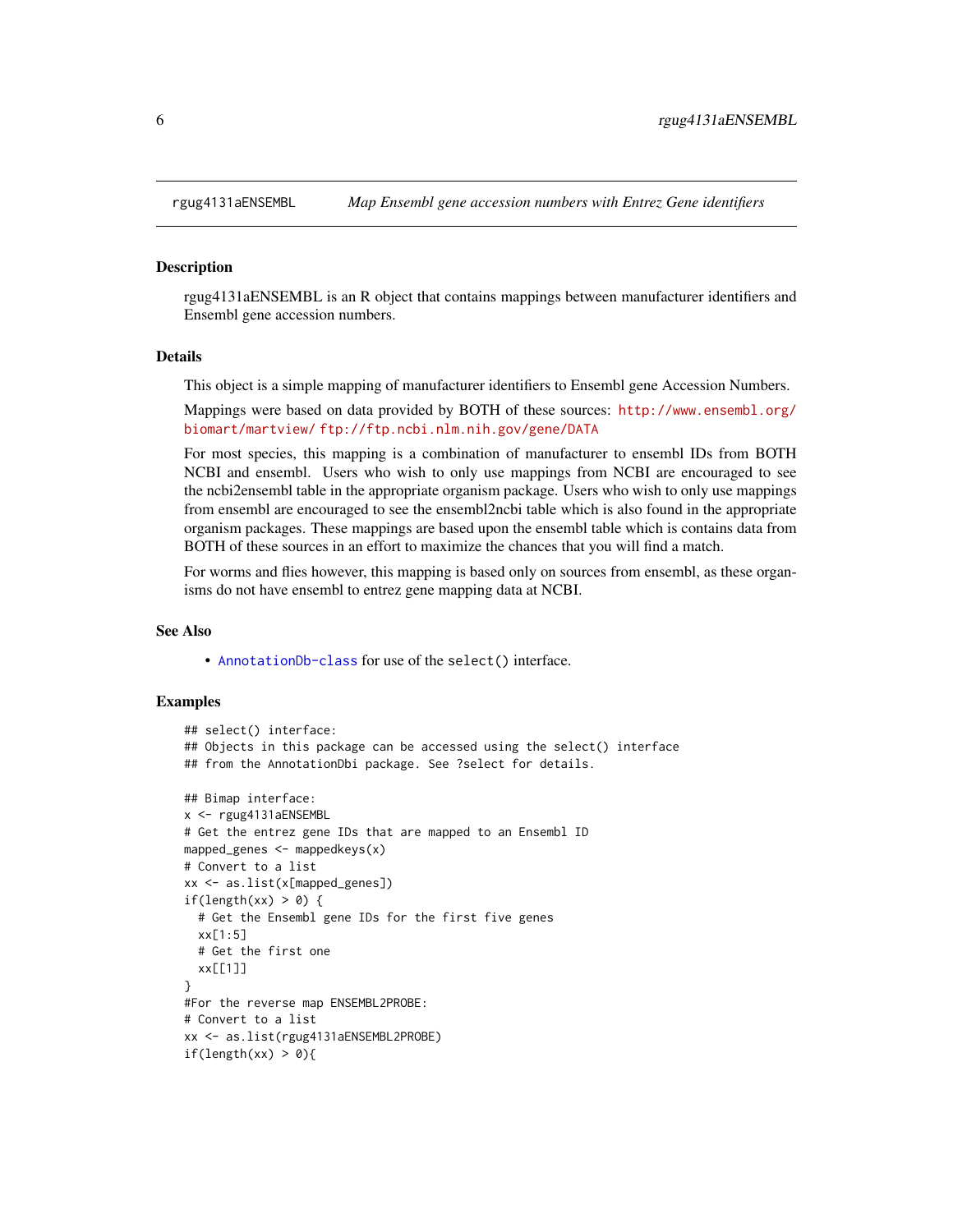rgug4131aENSEMBL *Map Ensembl gene accession numbers with Entrez Gene identifiers*

## Description

rgug4131aENSEMBL is an R object that contains mappings between manufacturer identifiers and Ensembl gene accession numbers.

## Details

This object is a simple mapping of manufacturer identifiers to Ensembl gene Accession Numbers.

Mappings were based on data provided by BOTH of these sources: http://www.ensembl.org/biomart/martview/ ftp://ftp.ncbi.nlm.nih.gov/gene/DATA

For most species, this mapping is a combination of manufacturer to ensembl IDs from BOTH NCBI and ensembl. Users who wish to only use mappings from NCBI are encouraged to see the ncbi2ensembl table in the appropriate organism package. Users who wish to only use mappings from ensembl are encouraged to see the ensembl2ncbi table which is also found in the appropriate organism packages. These mappings are based upon the ensembl table which is contains data from BOTH of these sources in an effort to maximize the chances that you will find a match.

For worms and flies however, this mapping is based only on sources from ensembl, as these organisms do not have ensembl to entrez gene mapping data at NCBI.

## See Also

- AnnotationDb-class for use of the select() interface.

## Examples

```
## select() interface:
## Objects in this package can be accessed using the select() interface
## from the AnnotationDbi package. See ?select for details.

## Bimap interface:
x <- rgug4131aENSEMBL
# Get the entrez gene IDs that are mapped to an Ensembl ID
mapped_genes <- mappedkeys(x)
# Convert to a list
xx <- as.list(x[mapped_genes])
if(length(xx) > 0) {
  # Get the Ensembl gene IDs for the first five genes
  xx[1:5]
  # Get the first one
  xx[[1]]
}
#For the reverse map ENSEMBL2PROBE:
# Convert to a list
xx <- as.list(rgug4131aENSEMBL2PROBE)
if(length(xx) > 0){
```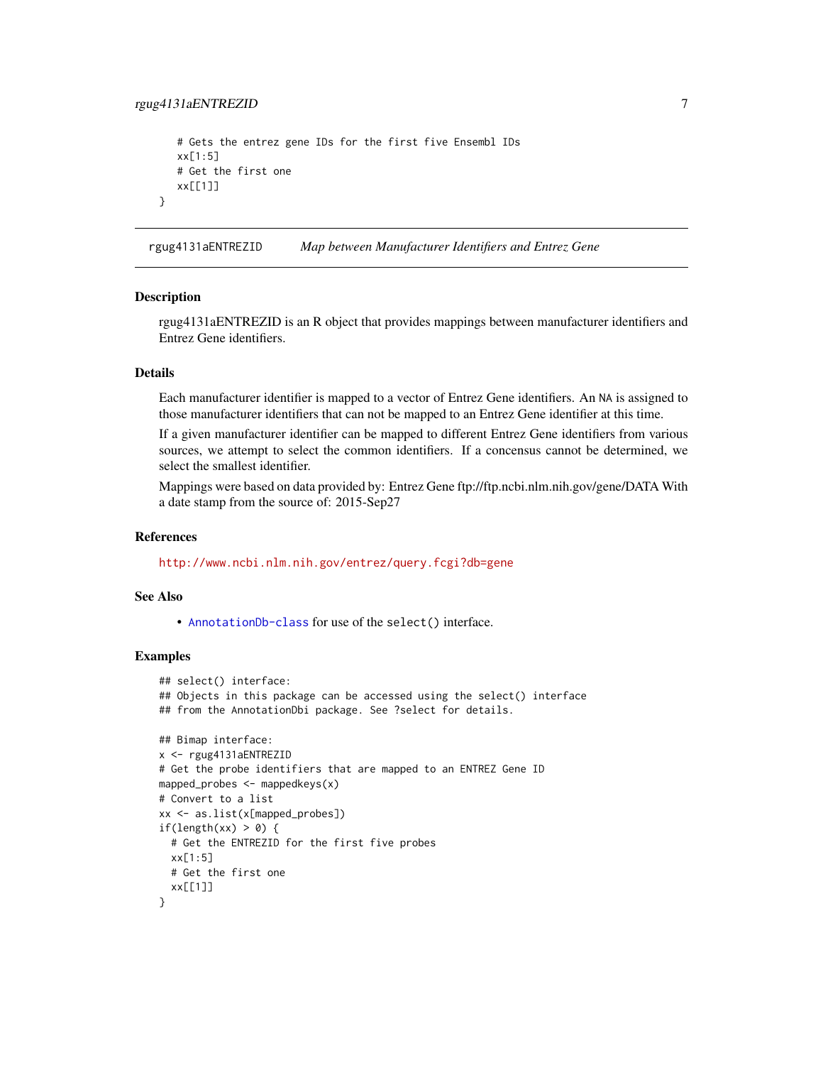```
    # Gets the entrez gene IDs for the first five Ensembl IDs
    xx[1:5]
    # Get the first one
    xx[[1]]
}
```

## rgug4131aENTREZID *Map between Manufacturer Identifiers and Entrez Gene*

### Description

rgug4131aENTREZID is an R object that provides mappings between manufacturer identifiers and Entrez Gene identifiers.

### Details

Each manufacturer identifier is mapped to a vector of Entrez Gene identifiers. An NA is assigned to those manufacturer identifiers that can not be mapped to an Entrez Gene identifier at this time.

If a given manufacturer identifier can be mapped to different Entrez Gene identifiers from various sources, we attempt to select the common identifiers. If a concensus cannot be determined, we select the smallest identifier.

Mappings were based on data provided by: Entrez Gene ftp://ftp.ncbi.nlm.nih.gov/gene/DATA With a date stamp from the source of: 2015-Sep27

### References

http://www.ncbi.nlm.nih.gov/entrez/query.fcgi?db=gene

### See Also

- AnnotationDb-class for use of the select() interface.

### Examples

```
## select() interface:
## Objects in this package can be accessed using the select() interface
## from the AnnotationDbi package. See ?select for details.

## Bimap interface:
x <- rgug4131aENTREZID
# Get the probe identifiers that are mapped to an ENTREZ Gene ID
mapped_probes <- mappedkeys(x)
# Convert to a list
xx <- as.list(x[mapped_probes])
if(length(xx) > 0) {
  # Get the ENTREZID for the first five probes
  xx[1:5]
  # Get the first one
  xx[[1]]
}
```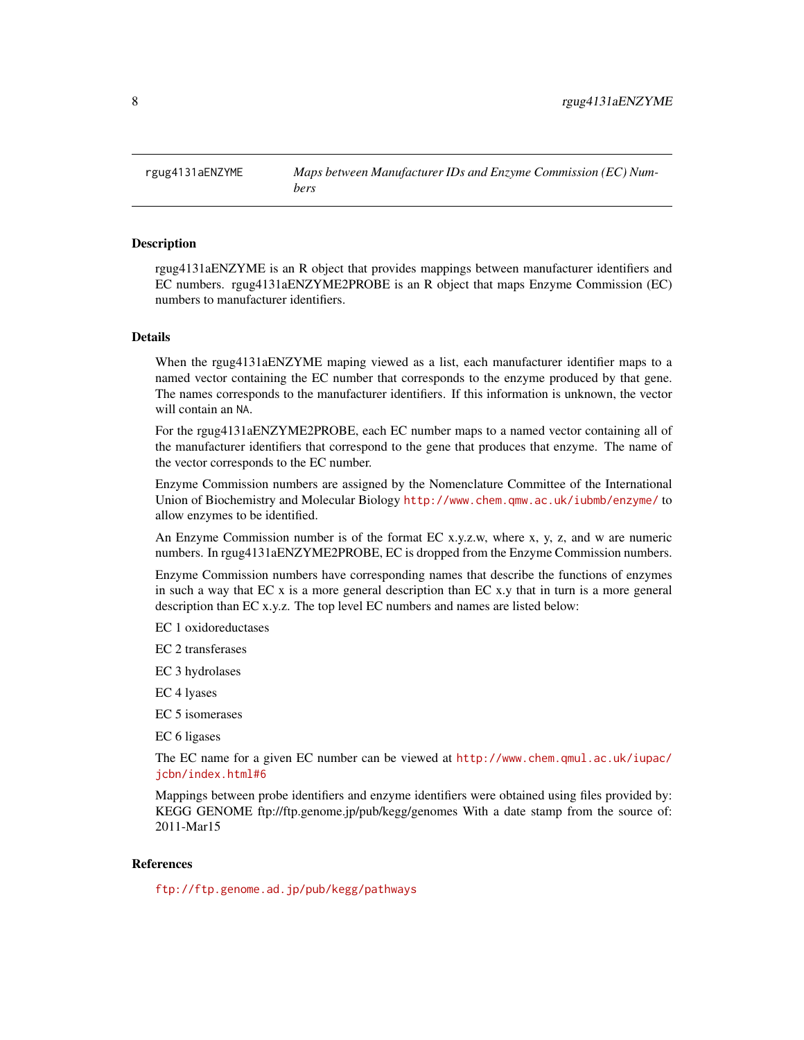rgug4131aENZYME    *Maps between Manufacturer IDs and Enzyme Commission (EC) Numbers*

## Description

rgug4131aENZYME is an R object that provides mappings between manufacturer identifiers and EC numbers. rgug4131aENZYME2PROBE is an R object that maps Enzyme Commission (EC) numbers to manufacturer identifiers.

## Details

When the rgug4131aENZYME maping viewed as a list, each manufacturer identifier maps to a named vector containing the EC number that corresponds to the enzyme produced by that gene. The names corresponds to the manufacturer identifiers. If this information is unknown, the vector will contain an `NA`.

For the rgug4131aENZYME2PROBE, each EC number maps to a named vector containing all of the manufacturer identifiers that correspond to the gene that produces that enzyme. The name of the vector corresponds to the EC number.

Enzyme Commission numbers are assigned by the Nomenclature Committee of the International Union of Biochemistry and Molecular Biology http://www.chem.qmw.ac.uk/iubmb/enzyme/ to allow enzymes to be identified.

An Enzyme Commission number is of the format EC x.y.z.w, where x, y, z, and w are numeric numbers. In rgug4131aENZYME2PROBE, EC is dropped from the Enzyme Commission numbers.

Enzyme Commission numbers have corresponding names that describe the functions of enzymes in such a way that EC x is a more general description than EC x.y that in turn is a more general description than EC x.y.z. The top level EC numbers and names are listed below:

EC 1 oxidoreductases

EC 2 transferases

EC 3 hydrolases

EC 4 lyases

EC 5 isomerases

EC 6 ligases

The EC name for a given EC number can be viewed at http://www.chem.qmul.ac.uk/iupac/jcbn/index.html#6

Mappings between probe identifiers and enzyme identifiers were obtained using files provided by: KEGG GENOME ftp://ftp.genome.jp/pub/kegg/genomes With a date stamp from the source of: 2011-Mar15

## References

ftp://ftp.genome.ad.jp/pub/kegg/pathways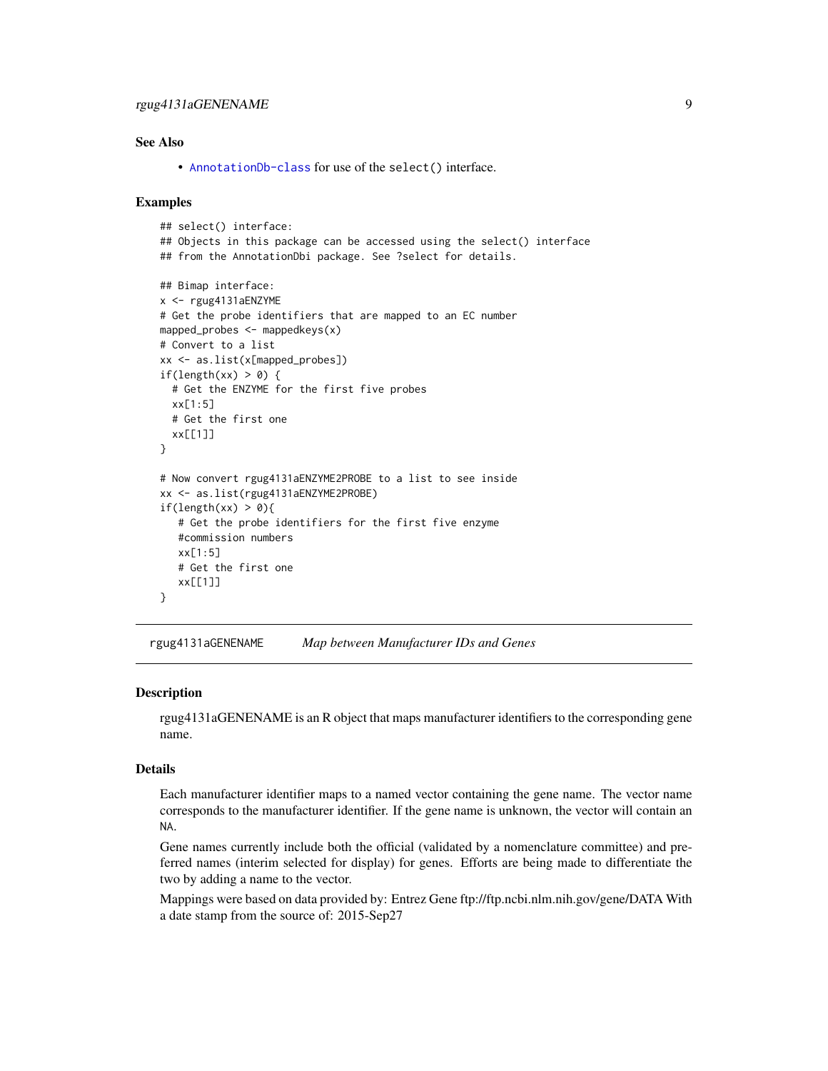## See Also

- `AnnotationDb-class` for use of the `select()` interface.

## Examples

```
## select() interface:
## Objects in this package can be accessed using the select() interface
## from the AnnotationDbi package. See ?select for details.

## Bimap interface:
x <- rgug4131aENZYME
# Get the probe identifiers that are mapped to an EC number
mapped_probes <- mappedkeys(x)
# Convert to a list
xx <- as.list(x[mapped_probes])
if(length(xx) > 0) {
  # Get the ENZYME for the first five probes
  xx[1:5]
  # Get the first one
  xx[[1]]
}

# Now convert rgug4131aENZYME2PROBE to a list to see inside
xx <- as.list(rgug4131aENZYME2PROBE)
if(length(xx) > 0){
   # Get the probe identifiers for the first five enzyme
   #commission numbers
   xx[1:5]
   # Get the first one
   xx[[1]]
}
```

---

# rgug4131aGENENAME *Map between Manufacturer IDs and Genes*

## Description

rgug4131aGENENAME is an R object that maps manufacturer identifiers to the corresponding gene name.

## Details

Each manufacturer identifier maps to a named vector containing the gene name. The vector name corresponds to the manufacturer identifier. If the gene name is unknown, the vector will contain an `NA`.

Gene names currently include both the official (validated by a nomenclature committee) and preferred names (interim selected for display) for genes. Efforts are being made to differentiate the two by adding a name to the vector.

Mappings were based on data provided by: Entrez Gene ftp://ftp.ncbi.nlm.nih.gov/gene/DATA With a date stamp from the source of: 2015-Sep27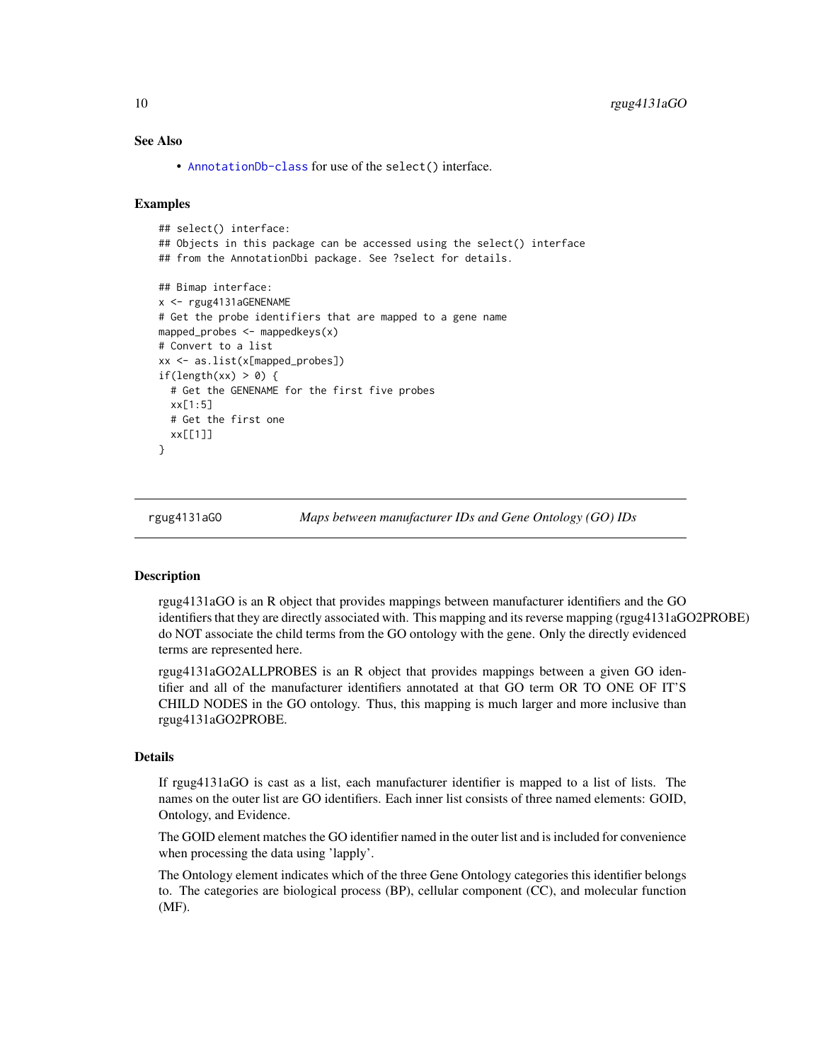## See Also

- `AnnotationDb-class` for use of the `select()` interface.

## Examples

```
## select() interface:
## Objects in this package can be accessed using the select() interface
## from the AnnotationDbi package. See ?select for details.

## Bimap interface:
x <- rgug4131aGENENAME
# Get the probe identifiers that are mapped to a gene name
mapped_probes <- mappedkeys(x)
# Convert to a list
xx <- as.list(x[mapped_probes])
if(length(xx) > 0) {
  # Get the GENENAME for the first five probes
  xx[1:5]
  # Get the first one
  xx[[1]]
}
```

---

# rgug4131aGO — *Maps between manufacturer IDs and Gene Ontology (GO) IDs*

---

## Description

rgug4131aGO is an R object that provides mappings between manufacturer identifiers and the GO identifiers that they are directly associated with. This mapping and its reverse mapping (rgug4131aGO2PROBE) do NOT associate the child terms from the GO ontology with the gene. Only the directly evidenced terms are represented here.

rgug4131aGO2ALLPROBES is an R object that provides mappings between a given GO identifier and all of the manufacturer identifiers annotated at that GO term OR TO ONE OF IT'S CHILD NODES in the GO ontology. Thus, this mapping is much larger and more inclusive than rgug4131aGO2PROBE.

## Details

If rgug4131aGO is cast as a list, each manufacturer identifier is mapped to a list of lists. The names on the outer list are GO identifiers. Each inner list consists of three named elements: GOID, Ontology, and Evidence.

The GOID element matches the GO identifier named in the outer list and is included for convenience when processing the data using 'lapply'.

The Ontology element indicates which of the three Gene Ontology categories this identifier belongs to. The categories are biological process (BP), cellular component (CC), and molecular function (MF).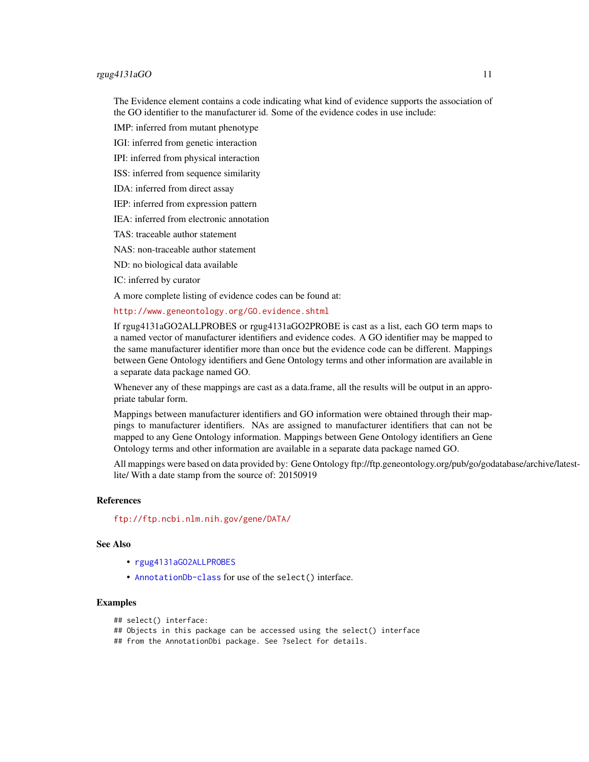The Evidence element contains a code indicating what kind of evidence supports the association of the GO identifier to the manufacturer id. Some of the evidence codes in use include:

IMP: inferred from mutant phenotype

IGI: inferred from genetic interaction

IPI: inferred from physical interaction

ISS: inferred from sequence similarity

IDA: inferred from direct assay

IEP: inferred from expression pattern

IEA: inferred from electronic annotation

TAS: traceable author statement

NAS: non-traceable author statement

ND: no biological data available

IC: inferred by curator

A more complete listing of evidence codes can be found at:

http://www.geneontology.org/GO.evidence.shtml

If rgug4131aGO2ALLPROBES or rgug4131aGO2PROBE is cast as a list, each GO term maps to a named vector of manufacturer identifiers and evidence codes. A GO identifier may be mapped to the same manufacturer identifier more than once but the evidence code can be different. Mappings between Gene Ontology identifiers and Gene Ontology terms and other information are available in a separate data package named GO.

Whenever any of these mappings are cast as a data.frame, all the results will be output in an appropriate tabular form.

Mappings between manufacturer identifiers and GO information were obtained through their mappings to manufacturer identifiers. NAs are assigned to manufacturer identifiers that can not be mapped to any Gene Ontology information. Mappings between Gene Ontology identifiers an Gene Ontology terms and other information are available in a separate data package named GO.

All mappings were based on data provided by: Gene Ontology ftp://ftp.geneontology.org/pub/go/godatabase/archive/latest-lite/ With a date stamp from the source of: 20150919

## References

ftp://ftp.ncbi.nlm.nih.gov/gene/DATA/

## See Also

- rgug4131aGO2ALLPROBES
- AnnotationDb-class for use of the select() interface.

## Examples

```
## select() interface:
## Objects in this package can be accessed using the select() interface
## from the AnnotationDbi package. See ?select for details.
```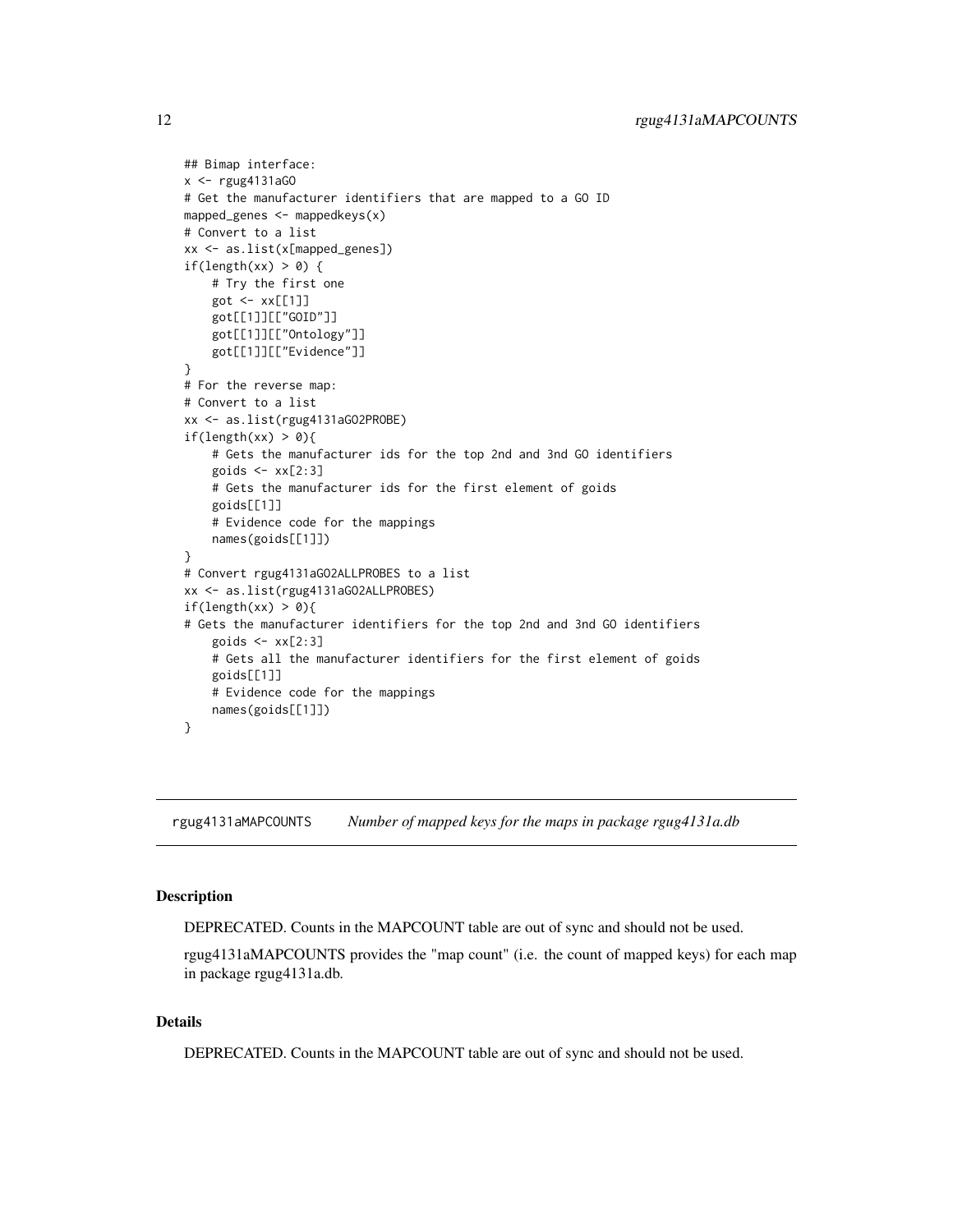```
## Bimap interface:
x <- rgug4131aGO
# Get the manufacturer identifiers that are mapped to a GO ID
mapped_genes <- mappedkeys(x)
# Convert to a list
xx <- as.list(x[mapped_genes])
if(length(xx) > 0) {
    # Try the first one
    got <- xx[[1]]
    got[[1]][["GOID"]]
    got[[1]][["Ontology"]]
    got[[1]][["Evidence"]]
}
# For the reverse map:
# Convert to a list
xx <- as.list(rgug4131aGO2PROBE)
if(length(xx) > 0){
    # Gets the manufacturer ids for the top 2nd and 3nd GO identifiers
    goids <- xx[2:3]
    # Gets the manufacturer ids for the first element of goids
    goids[[1]]
    # Evidence code for the mappings
    names(goids[[1]])
}
# Convert rgug4131aGO2ALLPROBES to a list
xx <- as.list(rgug4131aGO2ALLPROBES)
if(length(xx) > 0){
# Gets the manufacturer identifiers for the top 2nd and 3nd GO identifiers
    goids <- xx[2:3]
    # Gets all the manufacturer identifiers for the first element of goids
    goids[[1]]
    # Evidence code for the mappings
    names(goids[[1]])
}
```

---

## rgug4131aMAPCOUNTS — *Number of mapped keys for the maps in package rgug4131a.db*

---

### Description

DEPRECATED. Counts in the MAPCOUNT table are out of sync and should not be used.

rgug4131aMAPCOUNTS provides the "map count" (i.e. the count of mapped keys) for each map in package rgug4131a.db.

### Details

DEPRECATED. Counts in the MAPCOUNT table are out of sync and should not be used.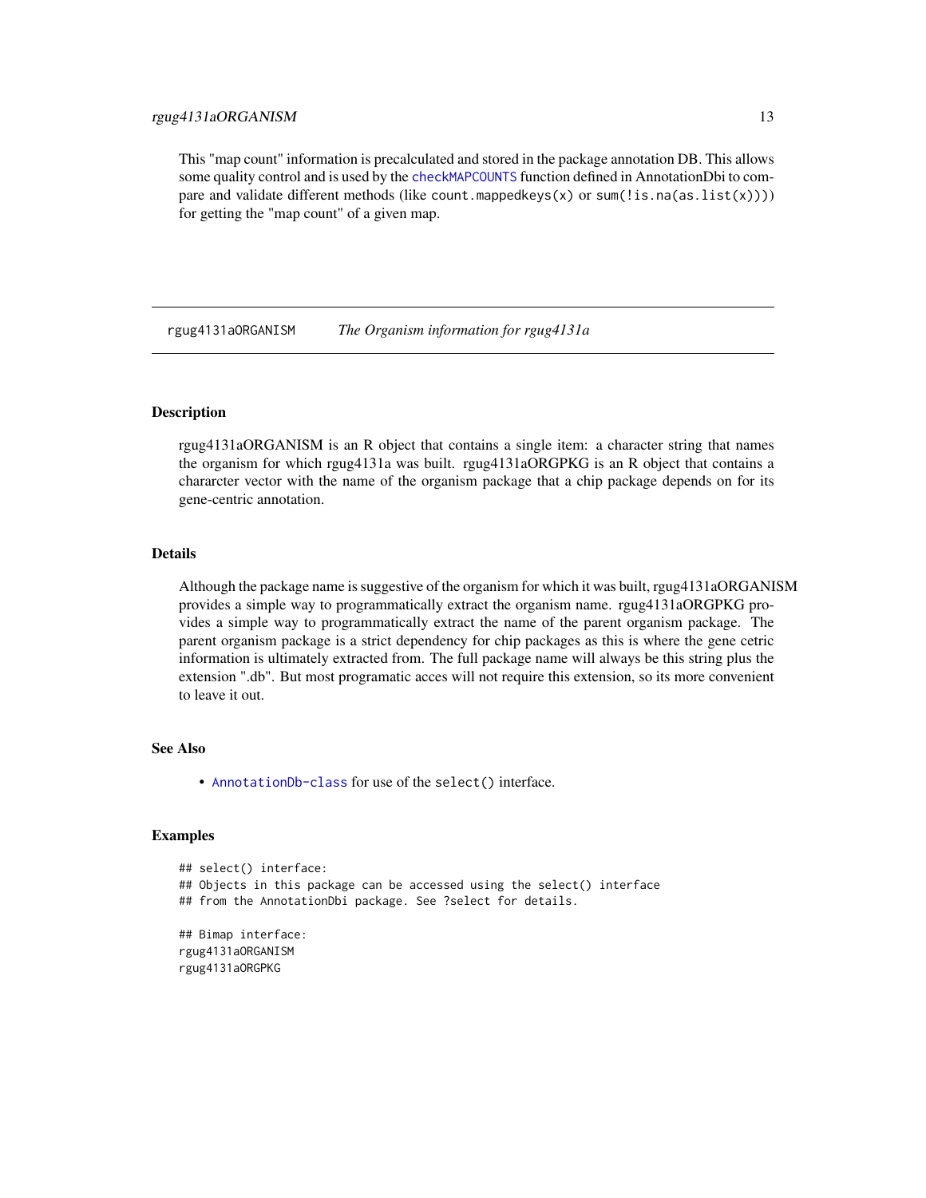This "map count" information is precalculated and stored in the package annotation DB. This allows some quality control and is used by the `checkMAPCOUNTS` function defined in AnnotationDbi to compare and validate different methods (like `count.mappedkeys(x)` or `sum(!is.na(as.list(x)))`) for getting the "map count" of a given map.

---

## rgug4131aORGANISM — *The Organism information for rgug4131a*

### Description

rgug4131aORGANISM is an R object that contains a single item: a character string that names the organism for which rgug4131a was built. rgug4131aORGPKG is an R object that contains a chararcter vector with the name of the organism package that a chip package depends on for its gene-centric annotation.

### Details

Although the package name is suggestive of the organism for which it was built, rgug4131aORGANISM provides a simple way to programmatically extract the organism name. rgug4131aORGPKG provides a simple way to programmatically extract the name of the parent organism package. The parent organism package is a strict dependency for chip packages as this is where the gene cetric information is ultimately extracted from. The full package name will always be this string plus the extension ".db". But most programatic acces will not require this extension, so its more convenient to leave it out.

### See Also

- `AnnotationDb-class` for use of the `select()` interface.

### Examples

```
## select() interface:
## Objects in this package can be accessed using the select() interface
## from the AnnotationDbi package. See ?select for details.

## Bimap interface:
rgug4131aORGANISM
rgug4131aORGPKG
```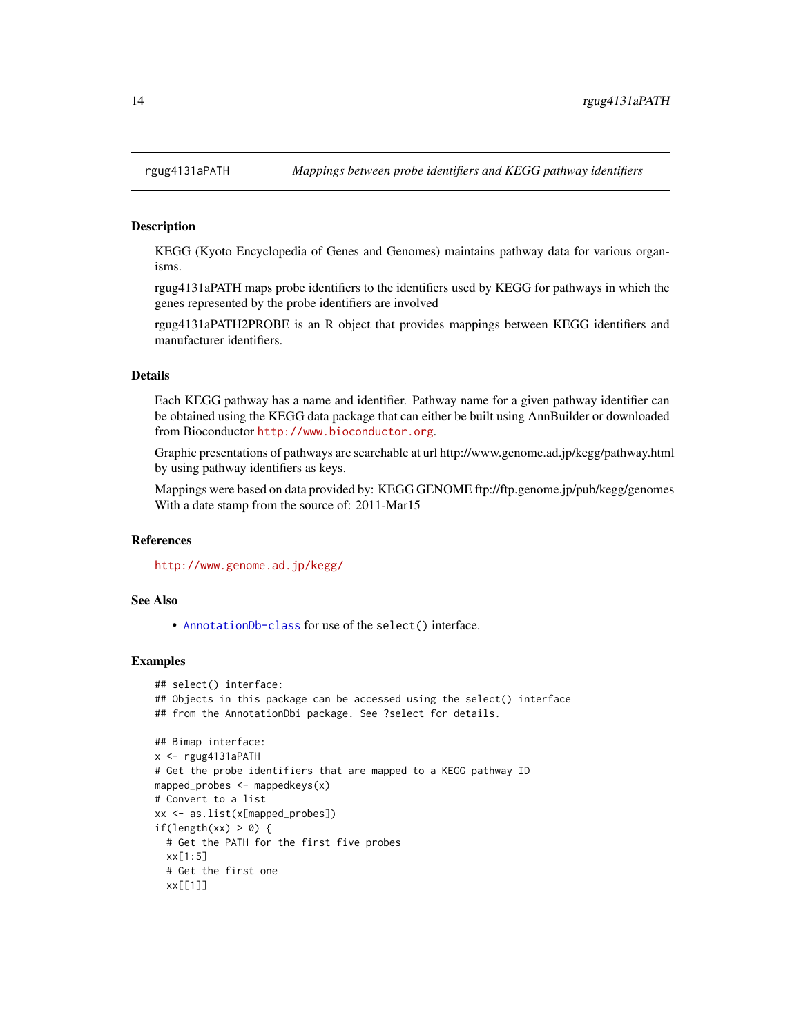## rgug4131aPATH — *Mappings between probe identifiers and KEGG pathway identifiers*

### Description

KEGG (Kyoto Encyclopedia of Genes and Genomes) maintains pathway data for various organisms.

rgug4131aPATH maps probe identifiers to the identifiers used by KEGG for pathways in which the genes represented by the probe identifiers are involved

rgug4131aPATH2PROBE is an R object that provides mappings between KEGG identifiers and manufacturer identifiers.

### Details

Each KEGG pathway has a name and identifier. Pathway name for a given pathway identifier can be obtained using the KEGG data package that can either be built using AnnBuilder or downloaded from Bioconductor http://www.bioconductor.org.

Graphic presentations of pathways are searchable at url http://www.genome.ad.jp/kegg/pathway.html by using pathway identifiers as keys.

Mappings were based on data provided by: KEGG GENOME ftp://ftp.genome.jp/pub/kegg/genomes With a date stamp from the source of: 2011-Mar15

### References

http://www.genome.ad.jp/kegg/

### See Also

- AnnotationDb-class for use of the `select()` interface.

### Examples

```
## select() interface:
## Objects in this package can be accessed using the select() interface
## from the AnnotationDbi package. See ?select for details.

## Bimap interface:
x <- rgug4131aPATH
# Get the probe identifiers that are mapped to a KEGG pathway ID
mapped_probes <- mappedkeys(x)
# Convert to a list
xx <- as.list(x[mapped_probes])
if(length(xx) > 0) {
  # Get the PATH for the first five probes
  xx[1:5]
  # Get the first one
  xx[[1]]
```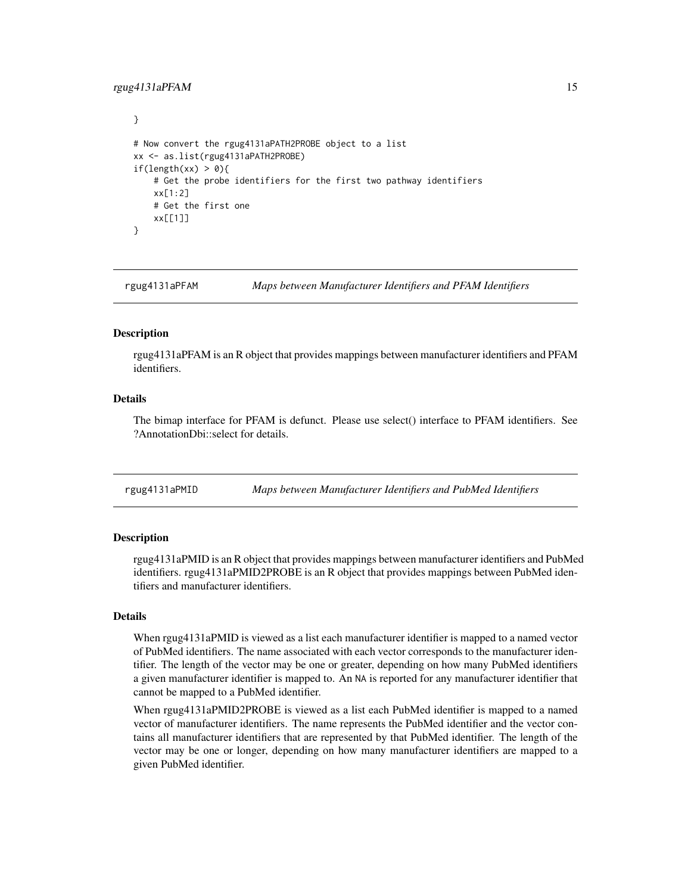```
}

# Now convert the rgug4131aPATH2PROBE object to a list
xx <- as.list(rgug4131aPATH2PROBE)
if(length(xx) > 0){
    # Get the probe identifiers for the first two pathway identifiers
    xx[1:2]
    # Get the first one
    xx[[1]]
}
```

## rgug4131aPFAM — *Maps between Manufacturer Identifiers and PFAM Identifiers*

### Description

rgug4131aPFAM is an R object that provides mappings between manufacturer identifiers and PFAM identifiers.

### Details

The bimap interface for PFAM is defunct. Please use select() interface to PFAM identifiers. See ?AnnotationDbi::select for details.

## rgug4131aPMID — *Maps between Manufacturer Identifiers and PubMed Identifiers*

### Description

rgug4131aPMID is an R object that provides mappings between manufacturer identifiers and PubMed identifiers. rgug4131aPMID2PROBE is an R object that provides mappings between PubMed identifiers and manufacturer identifiers.

### Details

When rgug4131aPMID is viewed as a list each manufacturer identifier is mapped to a named vector of PubMed identifiers. The name associated with each vector corresponds to the manufacturer identifier. The length of the vector may be one or greater, depending on how many PubMed identifiers a given manufacturer identifier is mapped to. An `NA` is reported for any manufacturer identifier that cannot be mapped to a PubMed identifier.

When rgug4131aPMID2PROBE is viewed as a list each PubMed identifier is mapped to a named vector of manufacturer identifiers. The name represents the PubMed identifier and the vector contains all manufacturer identifiers that are represented by that PubMed identifier. The length of the vector may be one or longer, depending on how many manufacturer identifiers are mapped to a given PubMed identifier.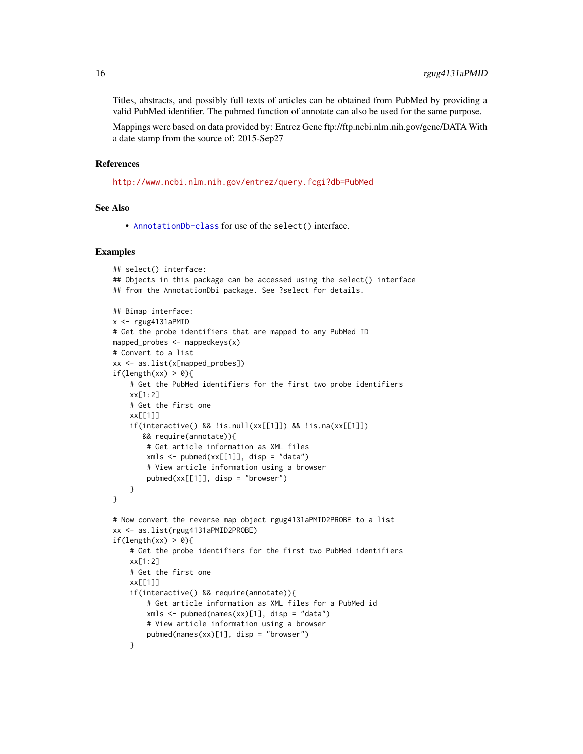Titles, abstracts, and possibly full texts of articles can be obtained from PubMed by providing a valid PubMed identifier. The pubmed function of annotate can also be used for the same purpose.

Mappings were based on data provided by: Entrez Gene ftp://ftp.ncbi.nlm.nih.gov/gene/DATA With a date stamp from the source of: 2015-Sep27

## References

http://www.ncbi.nlm.nih.gov/entrez/query.fcgi?db=PubMed

## See Also

- AnnotationDb-class for use of the select() interface.

## Examples

```
## select() interface:
## Objects in this package can be accessed using the select() interface
## from the AnnotationDbi package. See ?select for details.

## Bimap interface:
x <- rgug4131aPMID
# Get the probe identifiers that are mapped to any PubMed ID
mapped_probes <- mappedkeys(x)
# Convert to a list
xx <- as.list(x[mapped_probes])
if(length(xx) > 0){
    # Get the PubMed identifiers for the first two probe identifiers
    xx[1:2]
    # Get the first one
    xx[[1]]
    if(interactive() && !is.null(xx[[1]]) && !is.na(xx[[1]])
       && require(annotate)){
        # Get article information as XML files
        xmls <- pubmed(xx[[1]], disp = "data")
        # View article information using a browser
        pubmed(xx[[1]], disp = "browser")
    }
}

# Now convert the reverse map object rgug4131aPMID2PROBE to a list
xx <- as.list(rgug4131aPMID2PROBE)
if(length(xx) > 0){
    # Get the probe identifiers for the first two PubMed identifiers
    xx[1:2]
    # Get the first one
    xx[[1]]
    if(interactive() && require(annotate)){
        # Get article information as XML files for a PubMed id
        xmls <- pubmed(names(xx)[1], disp = "data")
        # View article information using a browser
        pubmed(names(xx)[1], disp = "browser")
    }
```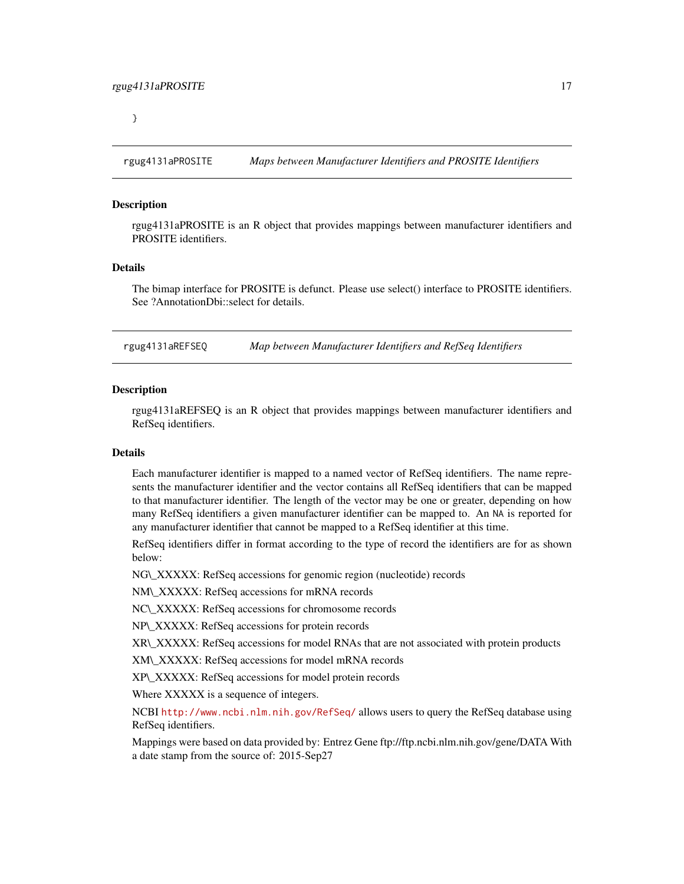}

## rgug4131aPROSITE — *Maps between Manufacturer Identifiers and PROSITE Identifiers*

### Description

rgug4131aPROSITE is an R object that provides mappings between manufacturer identifiers and PROSITE identifiers.

### Details

The bimap interface for PROSITE is defunct. Please use select() interface to PROSITE identifiers. See ?AnnotationDbi::select for details.

## rgug4131aREFSEQ — *Map between Manufacturer Identifiers and RefSeq Identifiers*

### Description

rgug4131aREFSEQ is an R object that provides mappings between manufacturer identifiers and RefSeq identifiers.

### Details

Each manufacturer identifier is mapped to a named vector of RefSeq identifiers. The name represents the manufacturer identifier and the vector contains all RefSeq identifiers that can be mapped to that manufacturer identifier. The length of the vector may be one or greater, depending on how many RefSeq identifiers a given manufacturer identifier can be mapped to. An `NA` is reported for any manufacturer identifier that cannot be mapped to a RefSeq identifier at this time.

RefSeq identifiers differ in format according to the type of record the identifiers are for as shown below:

NG\_XXXXX: RefSeq accessions for genomic region (nucleotide) records

NM\_XXXXX: RefSeq accessions for mRNA records

NC\_XXXXX: RefSeq accessions for chromosome records

NP\_XXXXX: RefSeq accessions for protein records

XR\_XXXXX: RefSeq accessions for model RNAs that are not associated with protein products

XM\_XXXXX: RefSeq accessions for model mRNA records

XP\_XXXXX: RefSeq accessions for model protein records

Where XXXXX is a sequence of integers.

NCBI http://www.ncbi.nlm.nih.gov/RefSeq/ allows users to query the RefSeq database using RefSeq identifiers.

Mappings were based on data provided by: Entrez Gene ftp://ftp.ncbi.nlm.nih.gov/gene/DATA With a date stamp from the source of: 2015-Sep27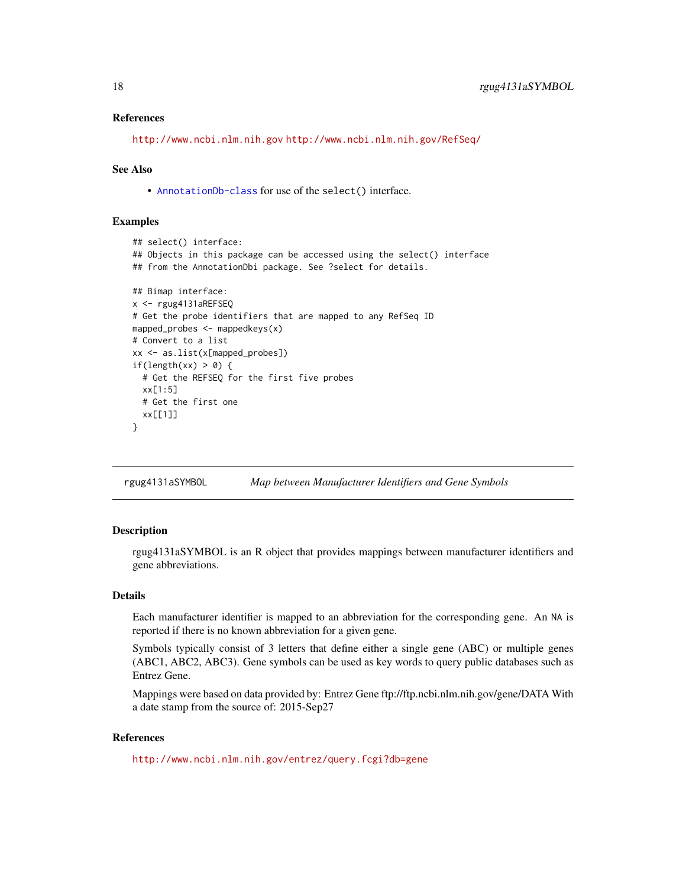### References

http://www.ncbi.nlm.nih.gov http://www.ncbi.nlm.nih.gov/RefSeq/

### See Also

- AnnotationDb-class for use of the `select()` interface.

### Examples

```
## select() interface:
## Objects in this package can be accessed using the select() interface
## from the AnnotationDbi package. See ?select for details.

## Bimap interface:
x <- rgug4131aREFSEQ
# Get the probe identifiers that are mapped to any RefSeq ID
mapped_probes <- mappedkeys(x)
# Convert to a list
xx <- as.list(x[mapped_probes])
if(length(xx) > 0) {
  # Get the REFSEQ for the first five probes
  xx[1:5]
  # Get the first one
  xx[[1]]
}
```

---

## rgug4131aSYMBOL — *Map between Manufacturer Identifiers and Gene Symbols*

---

### Description

rgug4131aSYMBOL is an R object that provides mappings between manufacturer identifiers and gene abbreviations.

### Details

Each manufacturer identifier is mapped to an abbreviation for the corresponding gene. An `NA` is reported if there is no known abbreviation for a given gene.

Symbols typically consist of 3 letters that define either a single gene (ABC) or multiple genes (ABC1, ABC2, ABC3). Gene symbols can be used as key words to query public databases such as Entrez Gene.

Mappings were based on data provided by: Entrez Gene ftp://ftp.ncbi.nlm.nih.gov/gene/DATA With a date stamp from the source of: 2015-Sep27

### References

http://www.ncbi.nlm.nih.gov/entrez/query.fcgi?db=gene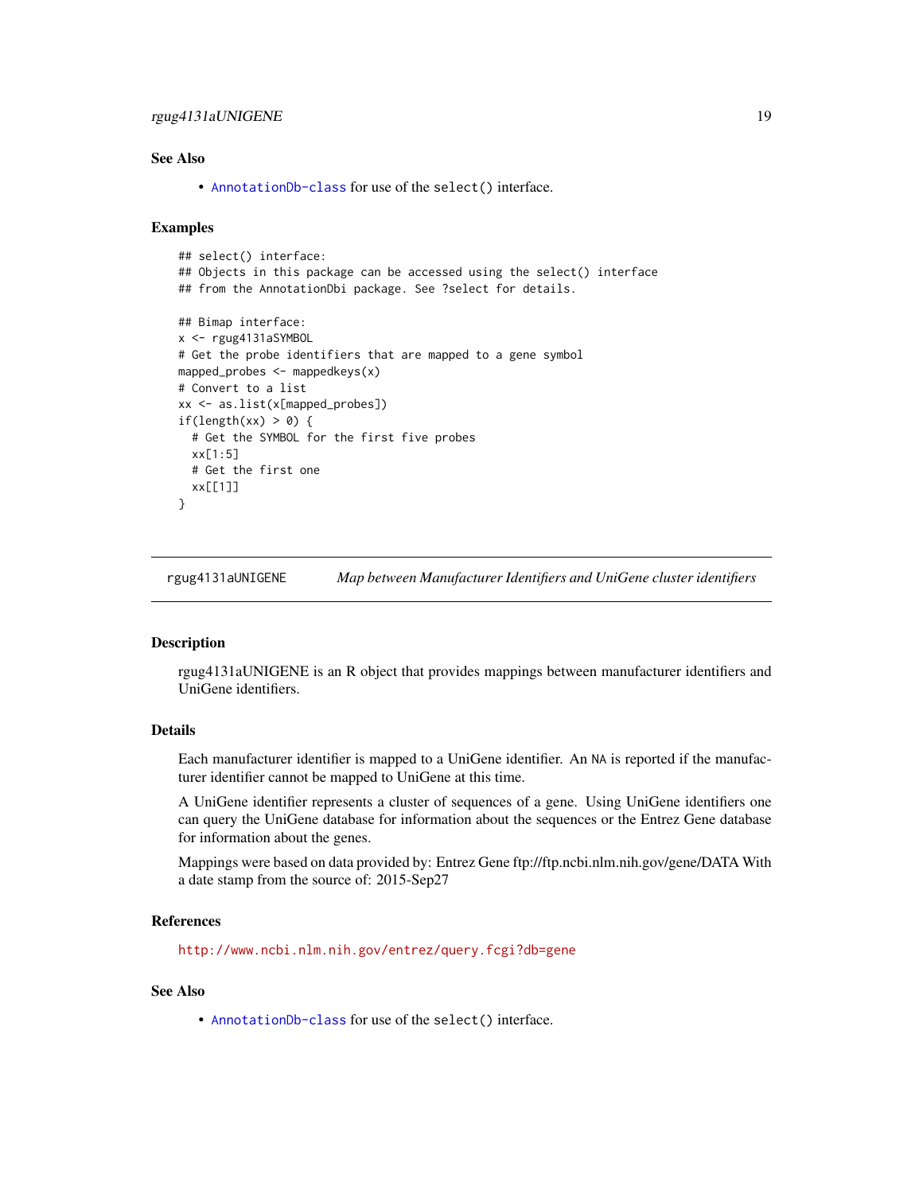### See Also

- AnnotationDb-class for use of the select() interface.

### Examples

```
## select() interface:
## Objects in this package can be accessed using the select() interface
## from the AnnotationDbi package. See ?select for details.

## Bimap interface:
x <- rgug4131aSYMBOL
# Get the probe identifiers that are mapped to a gene symbol
mapped_probes <- mappedkeys(x)
# Convert to a list
xx <- as.list(x[mapped_probes])
if(length(xx) > 0) {
  # Get the SYMBOL for the first five probes
  xx[1:5]
  # Get the first one
  xx[[1]]
}
```

---

## rgug4131aUNIGENE    *Map between Manufacturer Identifiers and UniGene cluster identifiers*

### Description

rgug4131aUNIGENE is an R object that provides mappings between manufacturer identifiers and UniGene identifiers.

### Details

Each manufacturer identifier is mapped to a UniGene identifier. An NA is reported if the manufacturer identifier cannot be mapped to UniGene at this time.

A UniGene identifier represents a cluster of sequences of a gene. Using UniGene identifiers one can query the UniGene database for information about the sequences or the Entrez Gene database for information about the genes.

Mappings were based on data provided by: Entrez Gene ftp://ftp.ncbi.nlm.nih.gov/gene/DATA With a date stamp from the source of: 2015-Sep27

### References

http://www.ncbi.nlm.nih.gov/entrez/query.fcgi?db=gene

### See Also

- AnnotationDb-class for use of the select() interface.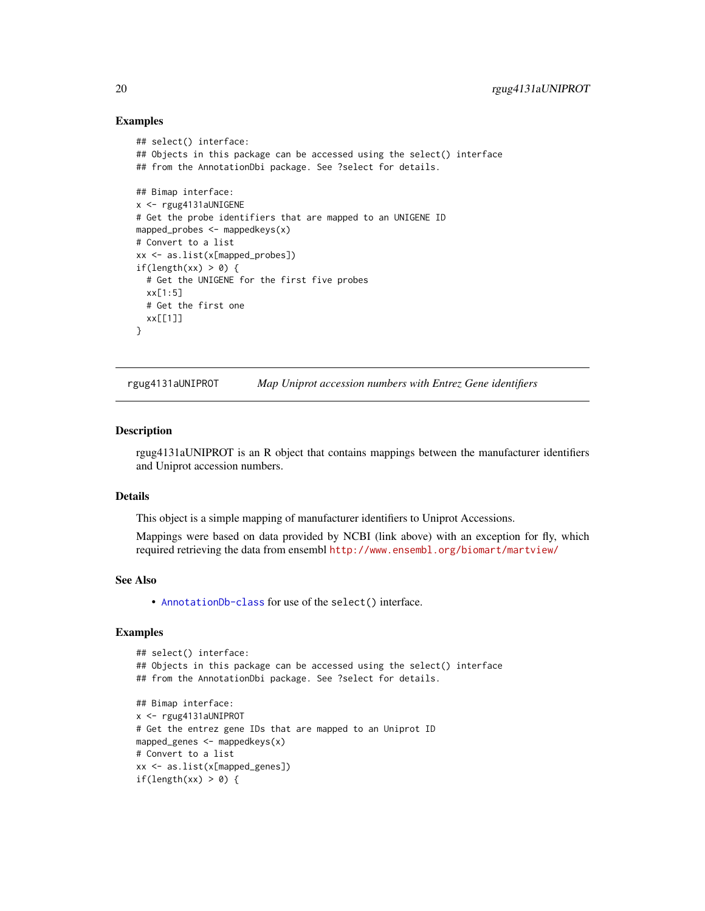### Examples

```
## select() interface:
## Objects in this package can be accessed using the select() interface
## from the AnnotationDbi package. See ?select for details.

## Bimap interface:
x <- rgug4131aUNIGENE
# Get the probe identifiers that are mapped to an UNIGENE ID
mapped_probes <- mappedkeys(x)
# Convert to a list
xx <- as.list(x[mapped_probes])
if(length(xx) > 0) {
  # Get the UNIGENE for the first five probes
  xx[1:5]
  # Get the first one
  xx[[1]]
}
```

---

## rgug4131aUNIPROT — *Map Uniprot accession numbers with Entrez Gene identifiers*

---

### Description

rgug4131aUNIPROT is an R object that contains mappings between the manufacturer identifiers and Uniprot accession numbers.

### Details

This object is a simple mapping of manufacturer identifiers to Uniprot Accessions.

Mappings were based on data provided by NCBI (link above) with an exception for fly, which required retrieving the data from ensembl http://www.ensembl.org/biomart/martview/

### See Also

- AnnotationDb-class for use of the `select()` interface.

### Examples

```
## select() interface:
## Objects in this package can be accessed using the select() interface
## from the AnnotationDbi package. See ?select for details.

## Bimap interface:
x <- rgug4131aUNIPROT
# Get the entrez gene IDs that are mapped to an Uniprot ID
mapped_genes <- mappedkeys(x)
# Convert to a list
xx <- as.list(x[mapped_genes])
if(length(xx) > 0) {
```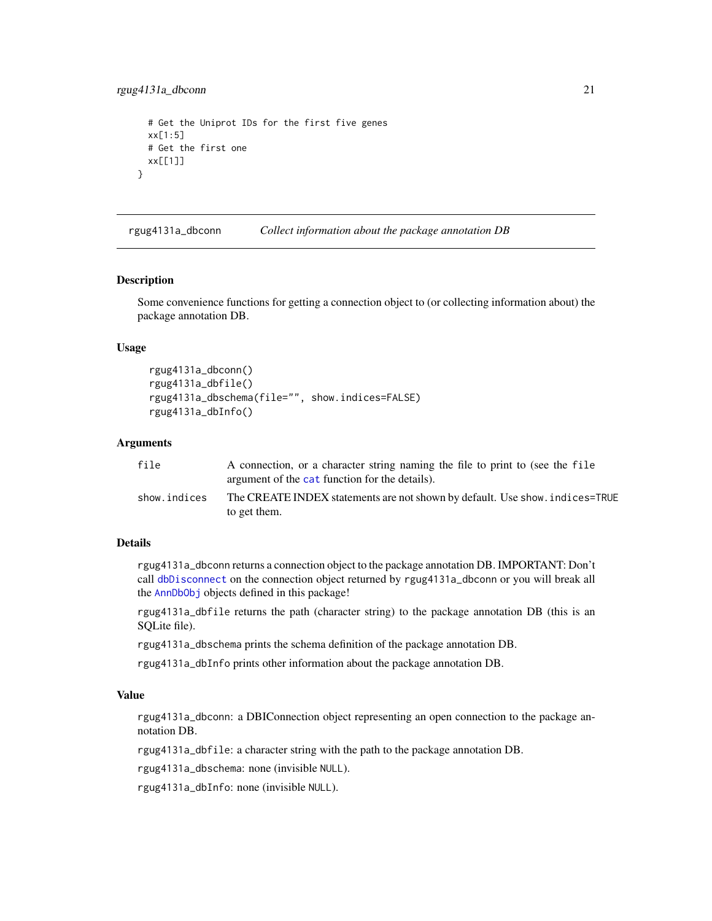```
  # Get the Uniprot IDs for the first five genes
  xx[1:5]
  # Get the first one
  xx[[1]]
}
```

## rgug4131a_dbconn — *Collect information about the package annotation DB*

### Description

Some convenience functions for getting a connection object to (or collecting information about) the package annotation DB.

### Usage

```
rgug4131a_dbconn()
rgug4131a_dbfile()
rgug4131a_dbschema(file="", show.indices=FALSE)
rgug4131a_dbInfo()
```

### Arguments

| | |
|---|---|
| file | A connection, or a character string naming the file to print to (see the file argument of the cat function for the details). |
| show.indices | The CREATE INDEX statements are not shown by default. Use show.indices=TRUE to get them. |

### Details

rgug4131a_dbconn returns a connection object to the package annotation DB. IMPORTANT: Don't call dbDisconnect on the connection object returned by rgug4131a_dbconn or you will break all the AnnDbObj objects defined in this package!

rgug4131a_dbfile returns the path (character string) to the package annotation DB (this is an SQLite file).

rgug4131a_dbschema prints the schema definition of the package annotation DB.

rgug4131a_dbInfo prints other information about the package annotation DB.

### Value

rgug4131a_dbconn: a DBIConnection object representing an open connection to the package annotation DB.

rgug4131a_dbfile: a character string with the path to the package annotation DB.

rgug4131a_dbschema: none (invisible NULL).

rgug4131a_dbInfo: none (invisible NULL).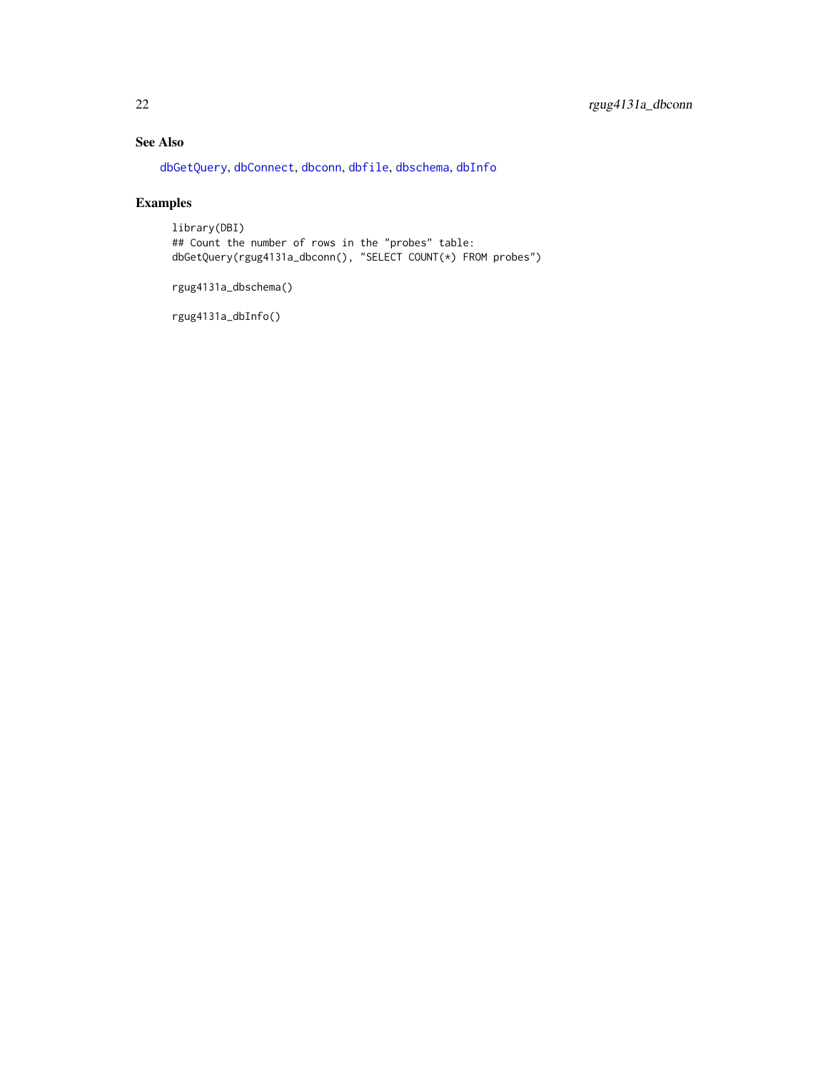## See Also

dbGetQuery, dbConnect, dbconn, dbfile, dbschema, dbInfo

## Examples

```
library(DBI)
## Count the number of rows in the "probes" table:
dbGetQuery(rgug4131a_dbconn(), "SELECT COUNT(*) FROM probes")

rgug4131a_dbschema()

rgug4131a_dbInfo()
```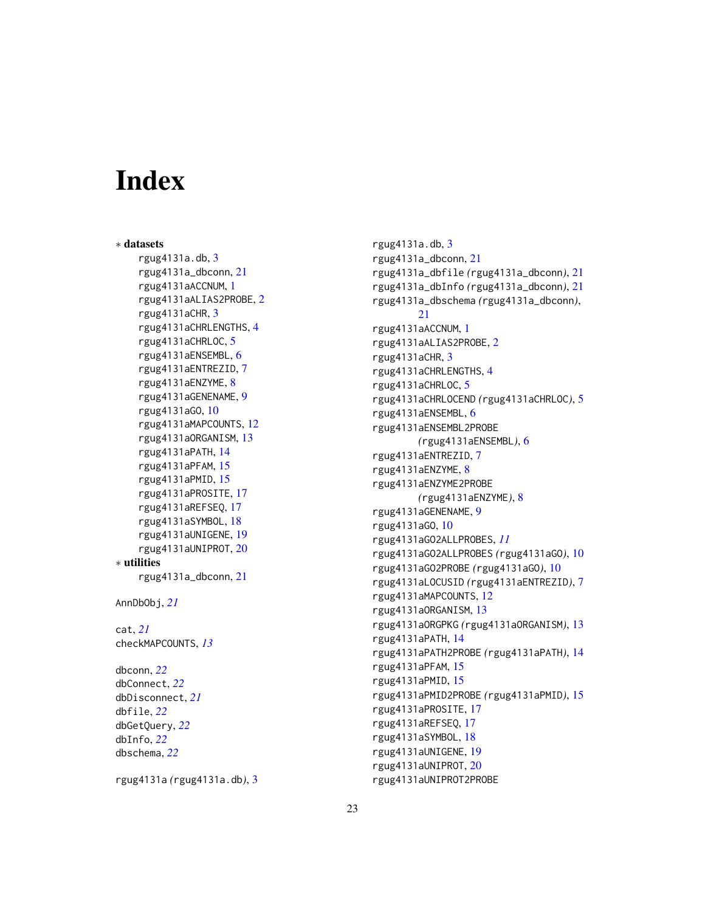# Index

∗ **datasets**

rgug4131a.db, 3
rgug4131a_dbconn, 21
rgug4131aACCNUM, 1
rgug4131aALIAS2PROBE, 2
rgug4131aCHR, 3
rgug4131aCHRLENGTHS, 4
rgug4131aCHRLOC, 5
rgug4131aENSEMBL, 6
rgug4131aENTREZID, 7
rgug4131aENZYME, 8
rgug4131aGENENAME, 9
rgug4131aGO, 10
rgug4131aMAPCOUNTS, 12
rgug4131aORGANISM, 13
rgug4131aPATH, 14
rgug4131aPFAM, 15
rgug4131aPMID, 15
rgug4131aPROSITE, 17
rgug4131aREFSEQ, 17
rgug4131aSYMBOL, 18
rgug4131aUNIGENE, 19
rgug4131aUNIPROT, 20

∗ **utilities**

rgug4131a_dbconn, 21

AnnDbObj, *21*

cat, *21*
checkMAPCOUNTS, *13*

dbconn, *22*
dbConnect, *22*
dbDisconnect, *21*
dbfile, *22*
dbGetQuery, *22*
dbInfo, *22*
dbschema, *22*

rgug4131a *(rgug4131a.db)*, 3
rgug4131a.db, 3
rgug4131a_dbconn, 21
rgug4131a_dbfile *(rgug4131a_dbconn)*, 21
rgug4131a_dbInfo *(rgug4131a_dbconn)*, 21
rgug4131a_dbschema *(rgug4131a_dbconn)*, 21
rgug4131aACCNUM, 1
rgug4131aALIAS2PROBE, 2
rgug4131aCHR, 3
rgug4131aCHRLENGTHS, 4
rgug4131aCHRLOC, 5
rgug4131aCHRLOCEND *(rgug4131aCHRLOC)*, 5
rgug4131aENSEMBL, 6
rgug4131aENSEMBL2PROBE *(rgug4131aENSEMBL)*, 6
rgug4131aENTREZID, 7
rgug4131aENZYME, 8
rgug4131aENZYME2PROBE *(rgug4131aENZYME)*, 8
rgug4131aGENENAME, 9
rgug4131aGO, 10
rgug4131aGO2ALLPROBES, *11*
rgug4131aGO2ALLPROBES *(rgug4131aGO)*, 10
rgug4131aGO2PROBE *(rgug4131aGO)*, 10
rgug4131aLOCUSID *(rgug4131aENTREZID)*, 7
rgug4131aMAPCOUNTS, 12
rgug4131aORGANISM, 13
rgug4131aORGPKG *(rgug4131aORGANISM)*, 13
rgug4131aPATH, 14
rgug4131aPATH2PROBE *(rgug4131aPATH)*, 14
rgug4131aPFAM, 15
rgug4131aPMID, 15
rgug4131aPMID2PROBE *(rgug4131aPMID)*, 15
rgug4131aPROSITE, 17
rgug4131aREFSEQ, 17
rgug4131aSYMBOL, 18
rgug4131aUNIGENE, 19
rgug4131aUNIPROT, 20
rgug4131aUNIPROT2PROBE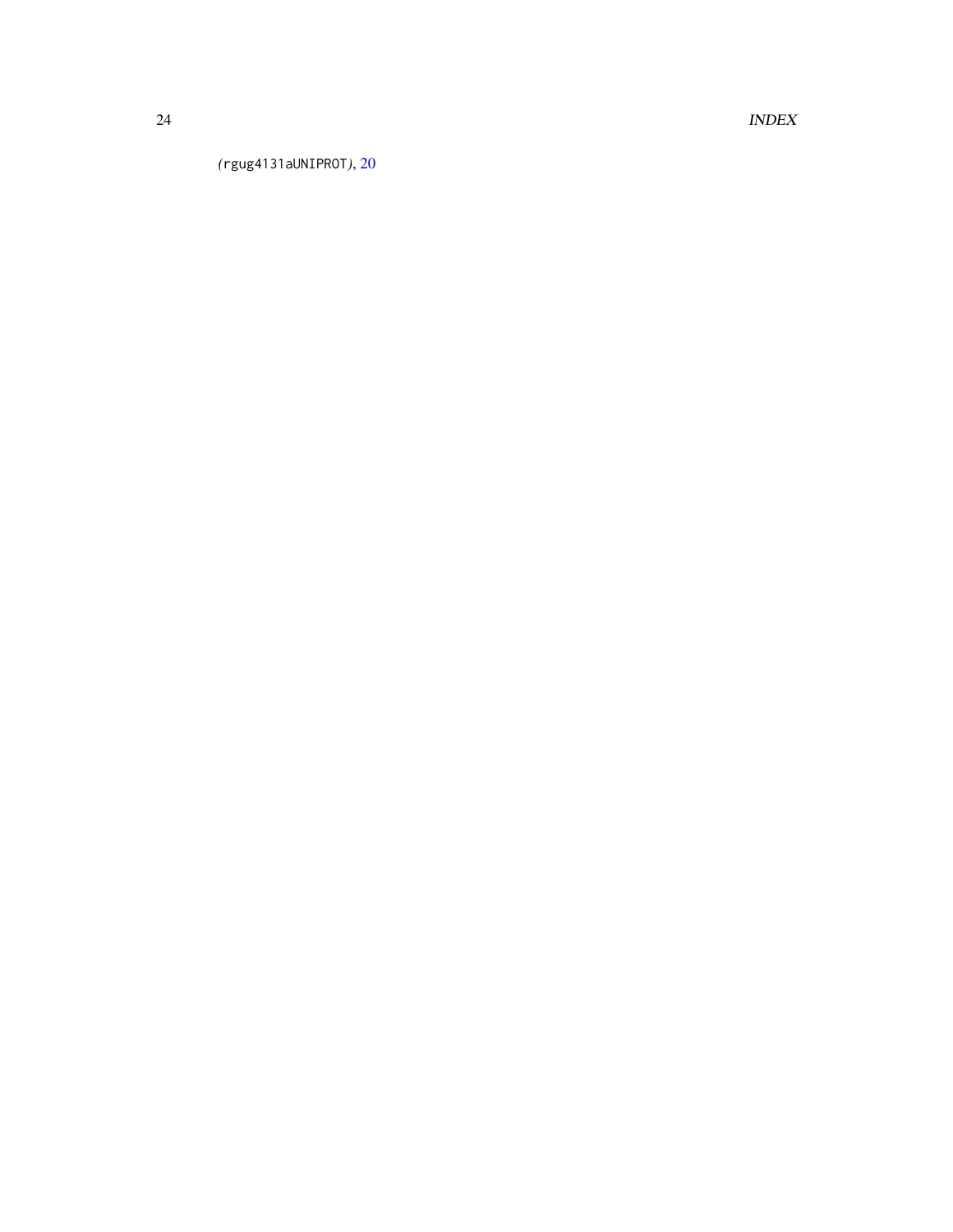(rgug4131aUNIPROT), 20